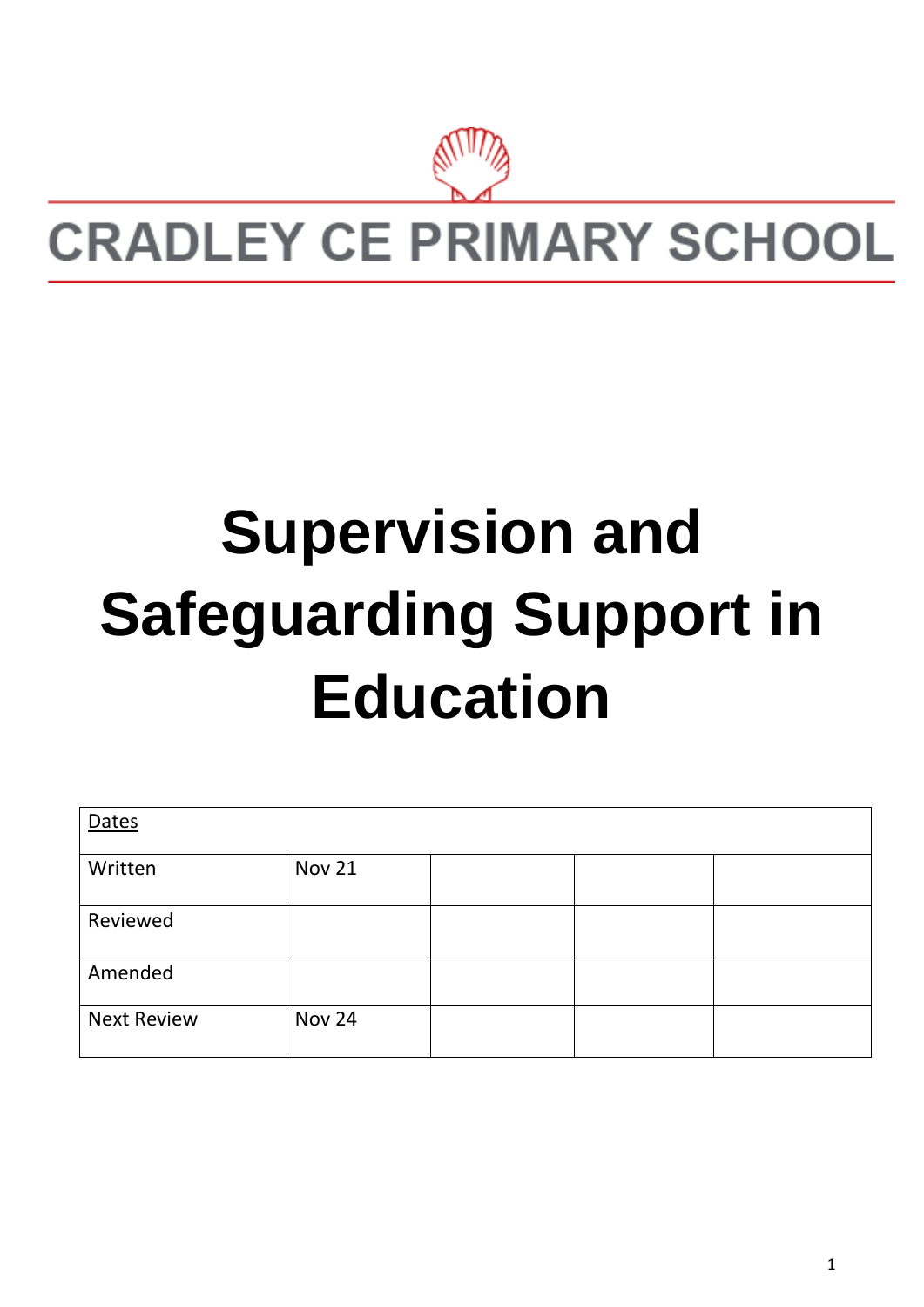CRADLEY CE PRIMARY SCHOOL

# Supervision and Safeguarding Support in Education

| Dates | | | | |
|---|---|---|---|---|
| Written | Nov 21 | | | |
| Reviewed | | | | |
| Amended | | | | |
| Next Review | Nov 24 | | | |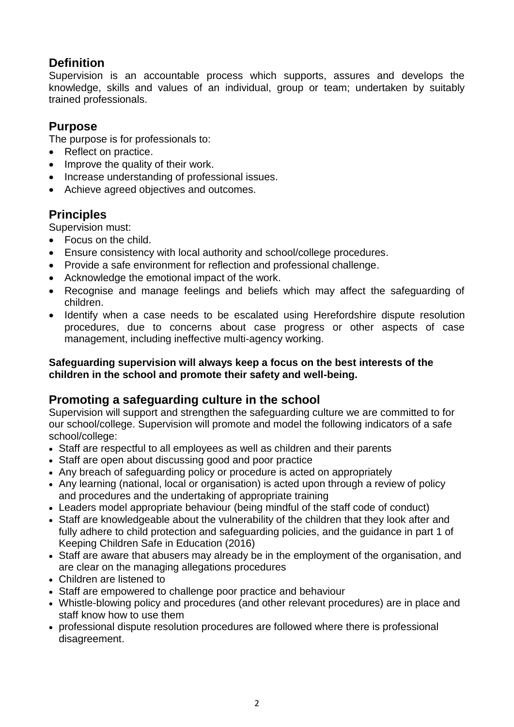## Definition

Supervision is an accountable process which supports, assures and develops the knowledge, skills and values of an individual, group or team; undertaken by suitably trained professionals.

## Purpose

The purpose is for professionals to:

- Reflect on practice.
- Improve the quality of their work.
- Increase understanding of professional issues.
- Achieve agreed objectives and outcomes.

## Principles

Supervision must:

- Focus on the child.
- Ensure consistency with local authority and school/college procedures.
- Provide a safe environment for reflection and professional challenge.
- Acknowledge the emotional impact of the work.
- Recognise and manage feelings and beliefs which may affect the safeguarding of children.
- Identify when a case needs to be escalated using Herefordshire dispute resolution procedures, due to concerns about case progress or other aspects of case management, including ineffective multi-agency working.

**Safeguarding supervision will always keep a focus on the best interests of the children in the school and promote their safety and well-being.**

## Promoting a safeguarding culture in the school

Supervision will support and strengthen the safeguarding culture we are committed to for our school/college. Supervision will promote and model the following indicators of a safe school/college:

- Staff are respectful to all employees as well as children and their parents
- Staff are open about discussing good and poor practice
- Any breach of safeguarding policy or procedure is acted on appropriately
- Any learning (national, local or organisation) is acted upon through a review of policy and procedures and the undertaking of appropriate training
- Leaders model appropriate behaviour (being mindful of the staff code of conduct)
- Staff are knowledgeable about the vulnerability of the children that they look after and fully adhere to child protection and safeguarding policies, and the guidance in part 1 of Keeping Children Safe in Education (2016)
- Staff are aware that abusers may already be in the employment of the organisation, and are clear on the managing allegations procedures
- Children are listened to
- Staff are empowered to challenge poor practice and behaviour
- Whistle-blowing policy and procedures (and other relevant procedures) are in place and staff know how to use them
- professional dispute resolution procedures are followed where there is professional disagreement.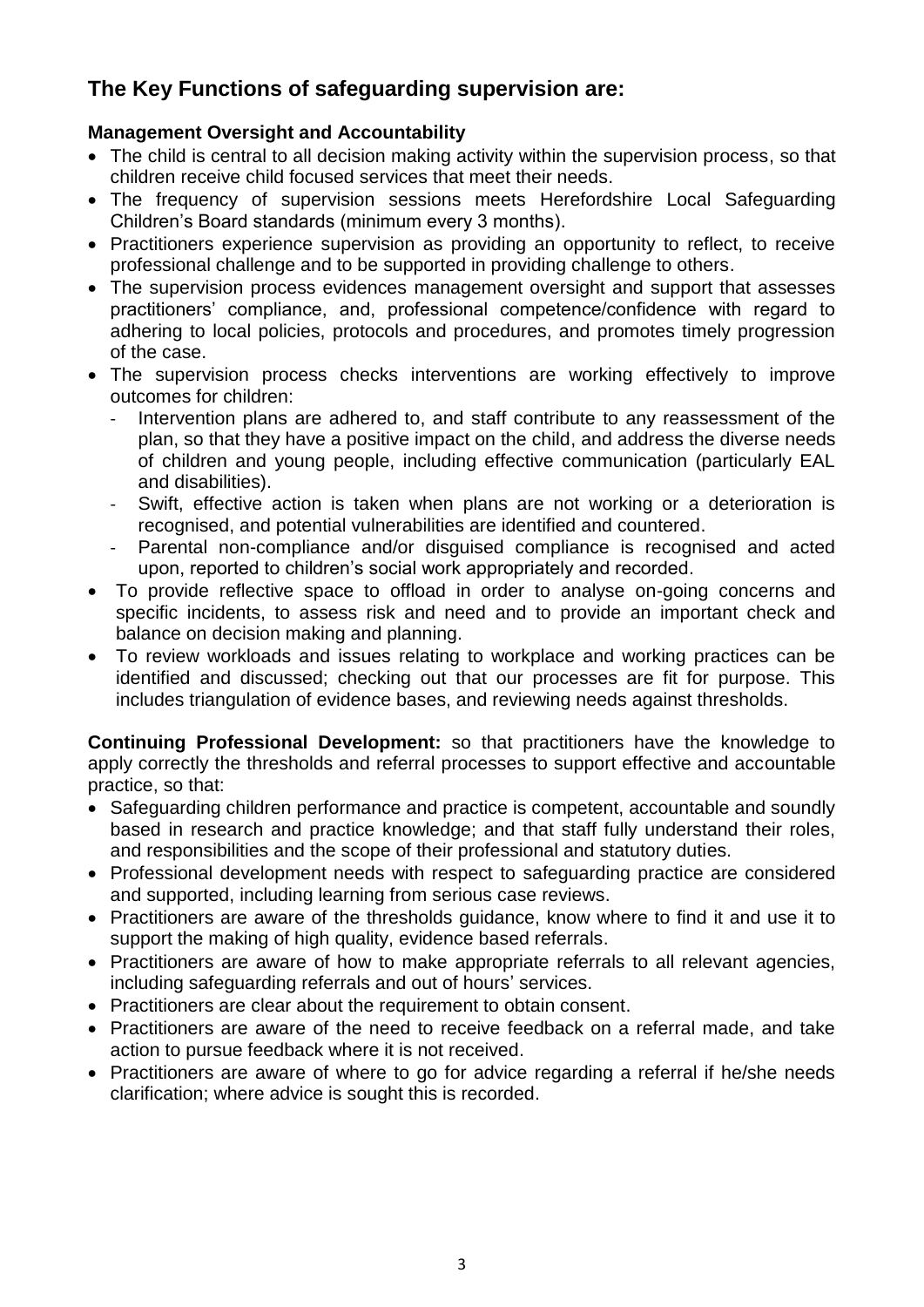## The Key Functions of safeguarding supervision are:

**Management Oversight and Accountability**

- The child is central to all decision making activity within the supervision process, so that children receive child focused services that meet their needs.
- The frequency of supervision sessions meets Herefordshire Local Safeguarding Children's Board standards (minimum every 3 months).
- Practitioners experience supervision as providing an opportunity to reflect, to receive professional challenge and to be supported in providing challenge to others.
- The supervision process evidences management oversight and support that assesses practitioners' compliance, and, professional competence/confidence with regard to adhering to local policies, protocols and procedures, and promotes timely progression of the case.
- The supervision process checks interventions are working effectively to improve outcomes for children:
  - Intervention plans are adhered to, and staff contribute to any reassessment of the plan, so that they have a positive impact on the child, and address the diverse needs of children and young people, including effective communication (particularly EAL and disabilities).
  - Swift, effective action is taken when plans are not working or a deterioration is recognised, and potential vulnerabilities are identified and countered.
  - Parental non-compliance and/or disguised compliance is recognised and acted upon, reported to children's social work appropriately and recorded.
- To provide reflective space to offload in order to analyse on-going concerns and specific incidents, to assess risk and need and to provide an important check and balance on decision making and planning.
- To review workloads and issues relating to workplace and working practices can be identified and discussed; checking out that our processes are fit for purpose. This includes triangulation of evidence bases, and reviewing needs against thresholds.

**Continuing Professional Development:** so that practitioners have the knowledge to apply correctly the thresholds and referral processes to support effective and accountable practice, so that:

- Safeguarding children performance and practice is competent, accountable and soundly based in research and practice knowledge; and that staff fully understand their roles, and responsibilities and the scope of their professional and statutory duties.
- Professional development needs with respect to safeguarding practice are considered and supported, including learning from serious case reviews.
- Practitioners are aware of the thresholds guidance, know where to find it and use it to support the making of high quality, evidence based referrals.
- Practitioners are aware of how to make appropriate referrals to all relevant agencies, including safeguarding referrals and out of hours' services.
- Practitioners are clear about the requirement to obtain consent.
- Practitioners are aware of the need to receive feedback on a referral made, and take action to pursue feedback where it is not received.
- Practitioners are aware of where to go for advice regarding a referral if he/she needs clarification; where advice is sought this is recorded.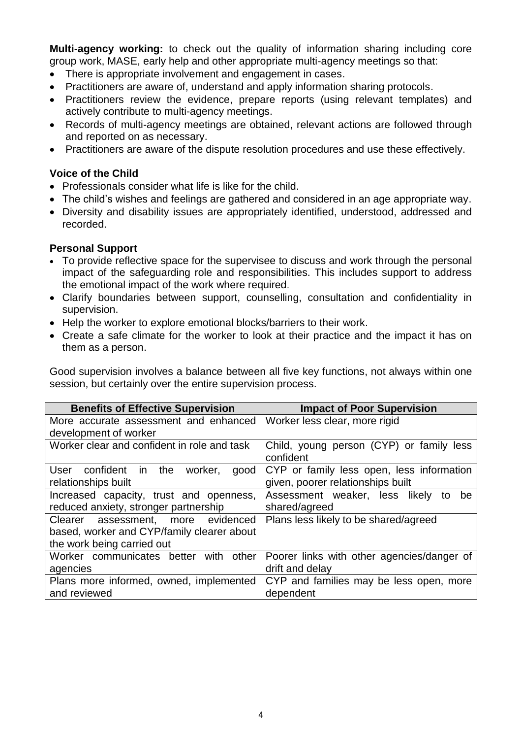**Multi-agency working:** to check out the quality of information sharing including core group work, MASE, early help and other appropriate multi-agency meetings so that:

- There is appropriate involvement and engagement in cases.
- Practitioners are aware of, understand and apply information sharing protocols.
- Practitioners review the evidence, prepare reports (using relevant templates) and actively contribute to multi-agency meetings.
- Records of multi-agency meetings are obtained, relevant actions are followed through and reported on as necessary.
- Practitioners are aware of the dispute resolution procedures and use these effectively.

**Voice of the Child**

- Professionals consider what life is like for the child.
- The child's wishes and feelings are gathered and considered in an age appropriate way.
- Diversity and disability issues are appropriately identified, understood, addressed and recorded.

**Personal Support**

- To provide reflective space for the supervisee to discuss and work through the personal impact of the safeguarding role and responsibilities. This includes support to address the emotional impact of the work where required.
- Clarify boundaries between support, counselling, consultation and confidentiality in supervision.
- Help the worker to explore emotional blocks/barriers to their work.
- Create a safe climate for the worker to look at their practice and the impact it has on them as a person.

Good supervision involves a balance between all five key functions, not always within one session, but certainly over the entire supervision process.

| Benefits of Effective Supervision | Impact of Poor Supervision |
|---|---|
| More accurate assessment and enhanced development of worker | Worker less clear, more rigid |
| Worker clear and confident in role and task | Child, young person (CYP) or family less confident |
| User confident in the worker, good relationships built | CYP or family less open, less information given, poorer relationships built |
| Increased capacity, trust and openness, reduced anxiety, stronger partnership | Assessment weaker, less likely to be shared/agreed |
| Clearer assessment, more evidenced based, worker and CYP/family clearer about the work being carried out | Plans less likely to be shared/agreed |
| Worker communicates better with other agencies | Poorer links with other agencies/danger of drift and delay |
| Plans more informed, owned, implemented and reviewed | CYP and families may be less open, more dependent |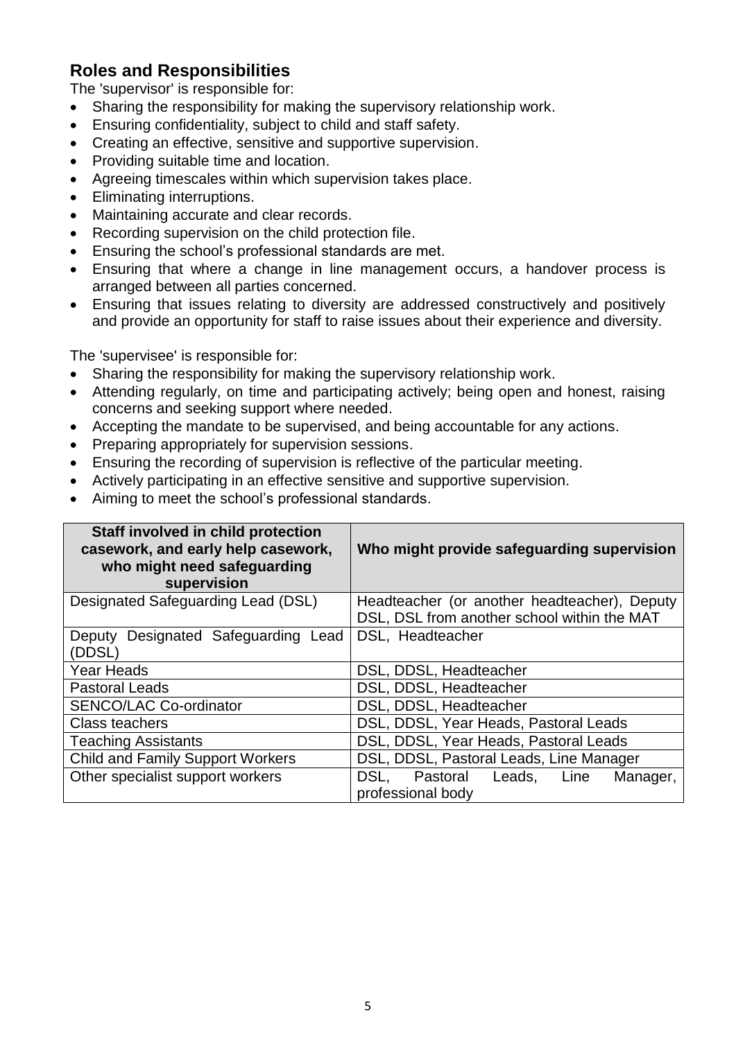## Roles and Responsibilities

The 'supervisor' is responsible for:

- Sharing the responsibility for making the supervisory relationship work.
- Ensuring confidentiality, subject to child and staff safety.
- Creating an effective, sensitive and supportive supervision.
- Providing suitable time and location.
- Agreeing timescales within which supervision takes place.
- Eliminating interruptions.
- Maintaining accurate and clear records.
- Recording supervision on the child protection file.
- Ensuring the school's professional standards are met.
- Ensuring that where a change in line management occurs, a handover process is arranged between all parties concerned.
- Ensuring that issues relating to diversity are addressed constructively and positively and provide an opportunity for staff to raise issues about their experience and diversity.

The 'supervisee' is responsible for:

- Sharing the responsibility for making the supervisory relationship work.
- Attending regularly, on time and participating actively; being open and honest, raising concerns and seeking support where needed.
- Accepting the mandate to be supervised, and being accountable for any actions.
- Preparing appropriately for supervision sessions.
- Ensuring the recording of supervision is reflective of the particular meeting.
- Actively participating in an effective sensitive and supportive supervision.
- Aiming to meet the school's professional standards.

| Staff involved in child protection casework, and early help casework, who might need safeguarding supervision | Who might provide safeguarding supervision |
|---|---|
| Designated Safeguarding Lead (DSL) | Headteacher (or another headteacher), Deputy DSL, DSL from another school within the MAT |
| Deputy Designated Safeguarding Lead (DDSL) | DSL, Headteacher |
| Year Heads | DSL, DDSL, Headteacher |
| Pastoral Leads | DSL, DDSL, Headteacher |
| SENCO/LAC Co-ordinator | DSL, DDSL, Headteacher |
| Class teachers | DSL, DDSL, Year Heads, Pastoral Leads |
| Teaching Assistants | DSL, DDSL, Year Heads, Pastoral Leads |
| Child and Family Support Workers | DSL, DDSL, Pastoral Leads, Line Manager |
| Other specialist support workers | DSL, Pastoral Leads, Line Manager, professional body |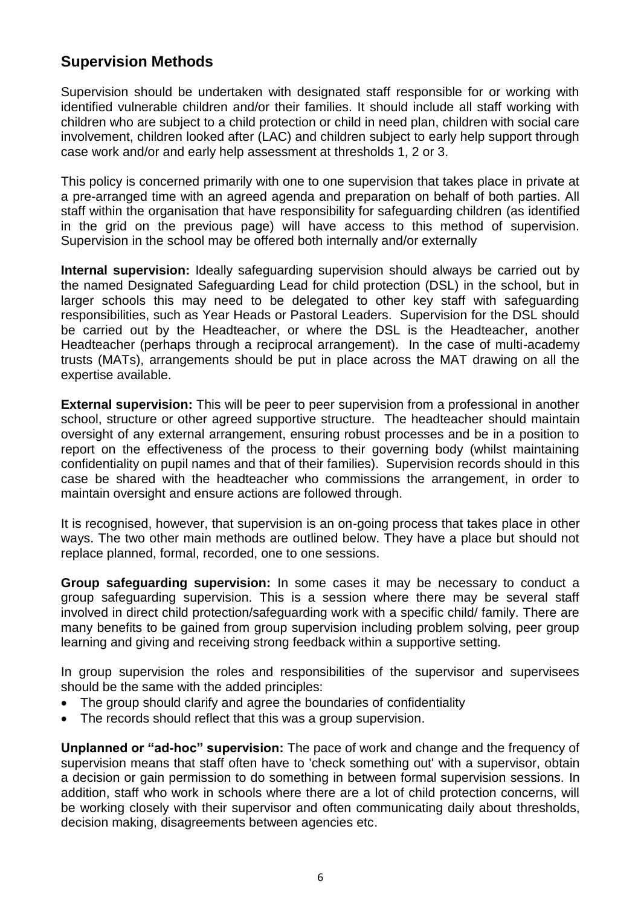## Supervision Methods

Supervision should be undertaken with designated staff responsible for or working with identified vulnerable children and/or their families. It should include all staff working with children who are subject to a child protection or child in need plan, children with social care involvement, children looked after (LAC) and children subject to early help support through case work and/or and early help assessment at thresholds 1, 2 or 3.

This policy is concerned primarily with one to one supervision that takes place in private at a pre-arranged time with an agreed agenda and preparation on behalf of both parties. All staff within the organisation that have responsibility for safeguarding children (as identified in the grid on the previous page) will have access to this method of supervision. Supervision in the school may be offered both internally and/or externally

**Internal supervision:** Ideally safeguarding supervision should always be carried out by the named Designated Safeguarding Lead for child protection (DSL) in the school, but in larger schools this may need to be delegated to other key staff with safeguarding responsibilities, such as Year Heads or Pastoral Leaders. Supervision for the DSL should be carried out by the Headteacher, or where the DSL is the Headteacher, another Headteacher (perhaps through a reciprocal arrangement). In the case of multi-academy trusts (MATs), arrangements should be put in place across the MAT drawing on all the expertise available.

**External supervision:** This will be peer to peer supervision from a professional in another school, structure or other agreed supportive structure. The headteacher should maintain oversight of any external arrangement, ensuring robust processes and be in a position to report on the effectiveness of the process to their governing body (whilst maintaining confidentiality on pupil names and that of their families). Supervision records should in this case be shared with the headteacher who commissions the arrangement, in order to maintain oversight and ensure actions are followed through.

It is recognised, however, that supervision is an on-going process that takes place in other ways. The two other main methods are outlined below. They have a place but should not replace planned, formal, recorded, one to one sessions.

**Group safeguarding supervision:** In some cases it may be necessary to conduct a group safeguarding supervision. This is a session where there may be several staff involved in direct child protection/safeguarding work with a specific child/ family. There are many benefits to be gained from group supervision including problem solving, peer group learning and giving and receiving strong feedback within a supportive setting.

In group supervision the roles and responsibilities of the supervisor and supervisees should be the same with the added principles:

- The group should clarify and agree the boundaries of confidentiality
- The records should reflect that this was a group supervision.

**Unplanned or "ad-hoc" supervision:** The pace of work and change and the frequency of supervision means that staff often have to 'check something out' with a supervisor, obtain a decision or gain permission to do something in between formal supervision sessions. In addition, staff who work in schools where there are a lot of child protection concerns, will be working closely with their supervisor and often communicating daily about thresholds, decision making, disagreements between agencies etc.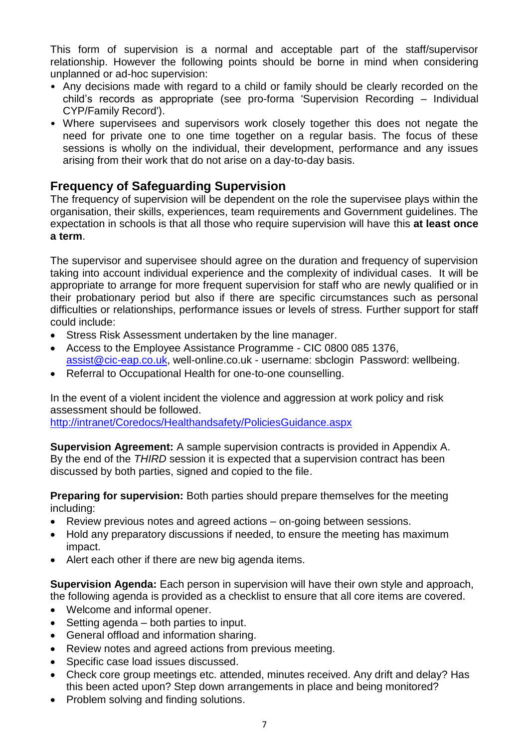This form of supervision is a normal and acceptable part of the staff/supervisor relationship. However the following points should be borne in mind when considering unplanned or ad-hoc supervision:

- Any decisions made with regard to a child or family should be clearly recorded on the child's records as appropriate (see pro-forma 'Supervision Recording – Individual CYP/Family Record').
- Where supervisees and supervisors work closely together this does not negate the need for private one to one time together on a regular basis. The focus of these sessions is wholly on the individual, their development, performance and any issues arising from their work that do not arise on a day-to-day basis.

## Frequency of Safeguarding Supervision

The frequency of supervision will be dependent on the role the supervisee plays within the organisation, their skills, experiences, team requirements and Government guidelines. The expectation in schools is that all those who require supervision will have this **at least once a term**.

The supervisor and supervisee should agree on the duration and frequency of supervision taking into account individual experience and the complexity of individual cases. It will be appropriate to arrange for more frequent supervision for staff who are newly qualified or in their probationary period but also if there are specific circumstances such as personal difficulties or relationships, performance issues or levels of stress. Further support for staff could include:

- Stress Risk Assessment undertaken by the line manager.
- Access to the Employee Assistance Programme - CIC 0800 085 1376, [assist@cic-eap.co.uk](mailto:assist@cic-eap.co.uk), well-online.co.uk - username: sbclogin Password: wellbeing.
- Referral to Occupational Health for one-to-one counselling.

In the event of a violent incident the violence and aggression at work policy and risk assessment should be followed.
[http://intranet/Coredocs/Healthandsafety/PoliciesGuidance.aspx](http://intranet/Coredocs/Healthandsafety/PoliciesGuidance.aspx)

**Supervision Agreement:** A sample supervision contracts is provided in Appendix A. By the end of the *THIRD* session it is expected that a supervision contract has been discussed by both parties, signed and copied to the file.

**Preparing for supervision:** Both parties should prepare themselves for the meeting including:

- Review previous notes and agreed actions – on-going between sessions.
- Hold any preparatory discussions if needed, to ensure the meeting has maximum impact.
- Alert each other if there are new big agenda items.

**Supervision Agenda:** Each person in supervision will have their own style and approach, the following agenda is provided as a checklist to ensure that all core items are covered.

- Welcome and informal opener.
- Setting agenda – both parties to input.
- General offload and information sharing.
- Review notes and agreed actions from previous meeting.
- Specific case load issues discussed.
- Check core group meetings etc. attended, minutes received. Any drift and delay? Has this been acted upon? Step down arrangements in place and being monitored?
- Problem solving and finding solutions.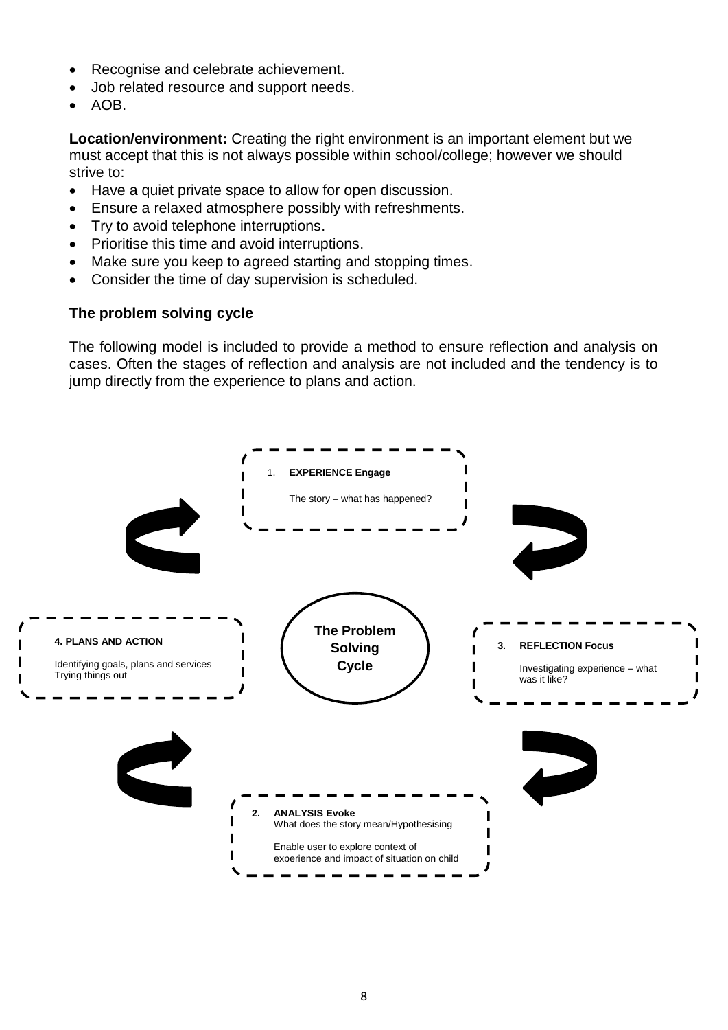- Recognise and celebrate achievement.
- Job related resource and support needs.
- AOB.

**Location/environment:** Creating the right environment is an important element but we must accept that this is not always possible within school/college; however we should strive to:

- Have a quiet private space to allow for open discussion.
- Ensure a relaxed atmosphere possibly with refreshments.
- Try to avoid telephone interruptions.
- Prioritise this time and avoid interruptions.
- Make sure you keep to agreed starting and stopping times.
- Consider the time of day supervision is scheduled.

**The problem solving cycle**

The following model is included to provide a method to ensure reflection and analysis on cases. Often the stages of reflection and analysis are not included and the tendency is to jump directly from the experience to plans and action.

**The Problem Solving Cycle**

1. **EXPERIENCE Engage**

   The story – what has happened?

3. **REFLECTION Focus**

   Investigating experience – what was it like?

2. **ANALYSIS Evoke**

   What does the story mean/Hypothesising

   Enable user to explore context of experience and impact of situation on child

4. **PLANS AND ACTION**

   Identifying goals, plans and services

   Trying things out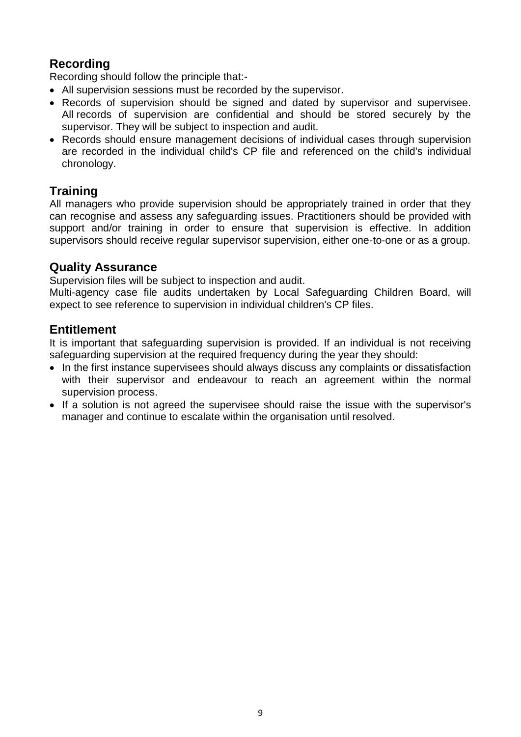## Recording

Recording should follow the principle that:-

- All supervision sessions must be recorded by the supervisor.
- Records of supervision should be signed and dated by supervisor and supervisee. All records of supervision are confidential and should be stored securely by the supervisor. They will be subject to inspection and audit.
- Records should ensure management decisions of individual cases through supervision are recorded in the individual child's CP file and referenced on the child's individual chronology.

## Training

All managers who provide supervision should be appropriately trained in order that they can recognise and assess any safeguarding issues. Practitioners should be provided with support and/or training in order to ensure that supervision is effective. In addition supervisors should receive regular supervisor supervision, either one-to-one or as a group.

## Quality Assurance

Supervision files will be subject to inspection and audit.

Multi-agency case file audits undertaken by Local Safeguarding Children Board, will expect to see reference to supervision in individual children's CP files.

## Entitlement

It is important that safeguarding supervision is provided. If an individual is not receiving safeguarding supervision at the required frequency during the year they should:

- In the first instance supervisees should always discuss any complaints or dissatisfaction with their supervisor and endeavour to reach an agreement within the normal supervision process.
- If a solution is not agreed the supervisee should raise the issue with the supervisor's manager and continue to escalate within the organisation until resolved.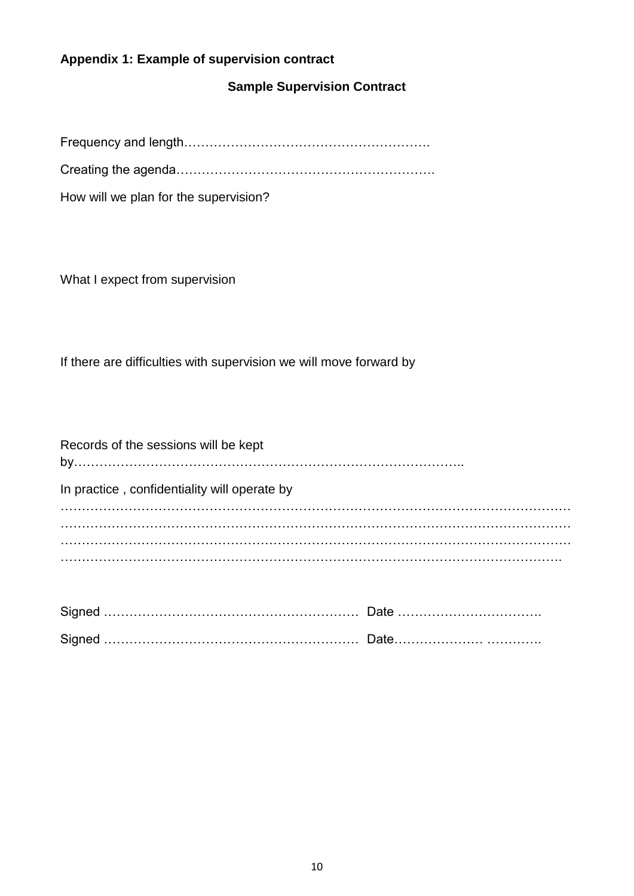**Appendix 1: Example of supervision contract**

**Sample Supervision Contract**

Frequency and length…………………………………………………….

Creating the agenda…………………………………………………….

How will we plan for the supervision?

What I expect from supervision

If there are difficulties with supervision we will move forward by

Records of the sessions will be kept by…………………………………………………………………………………..

In practice , confidentiality will operate by …………………………………………………………………………………………………………………………………………………………………………………………………………………………………………………………………………………………………………………………………………………………………………………………………………….

Signed …………………………………………………… Date …………………………….

Signed …………………………………………………… Date………………… ………….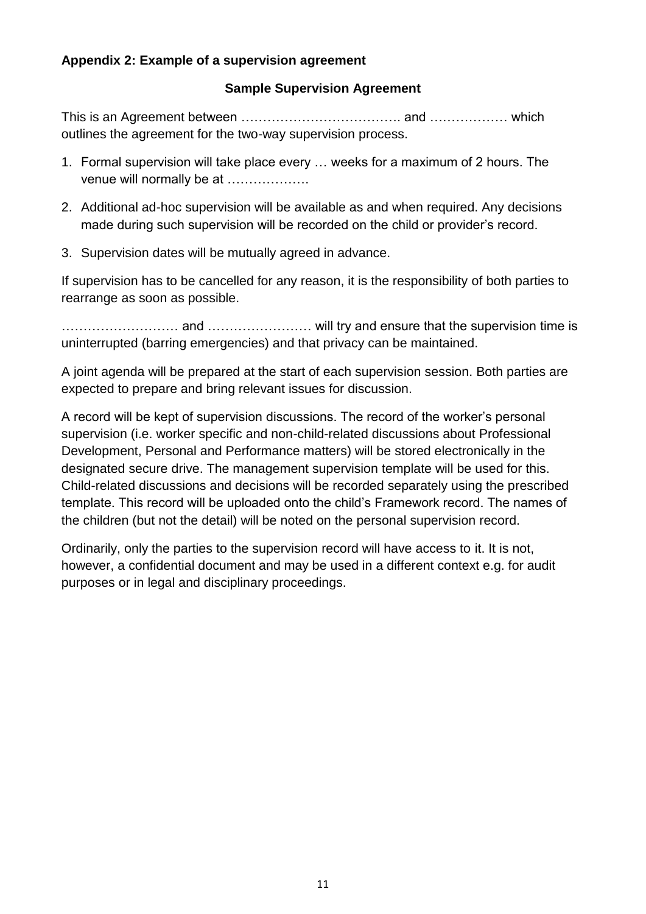### Appendix 2: Example of a supervision agreement

**Sample Supervision Agreement**

This is an Agreement between ………………………………. and ……………… which outlines the agreement for the two-way supervision process.

1. Formal supervision will take place every … weeks for a maximum of 2 hours. The venue will normally be at ……………….
2. Additional ad-hoc supervision will be available as and when required. Any decisions made during such supervision will be recorded on the child or provider's record.
3. Supervision dates will be mutually agreed in advance.

If supervision has to be cancelled for any reason, it is the responsibility of both parties to rearrange as soon as possible.

……………………… and …………………… will try and ensure that the supervision time is uninterrupted (barring emergencies) and that privacy can be maintained.

A joint agenda will be prepared at the start of each supervision session. Both parties are expected to prepare and bring relevant issues for discussion.

A record will be kept of supervision discussions. The record of the worker's personal supervision (i.e. worker specific and non-child-related discussions about Professional Development, Personal and Performance matters) will be stored electronically in the designated secure drive. The management supervision template will be used for this. Child-related discussions and decisions will be recorded separately using the prescribed template. This record will be uploaded onto the child's Framework record. The names of the children (but not the detail) will be noted on the personal supervision record.

Ordinarily, only the parties to the supervision record will have access to it. It is not, however, a confidential document and may be used in a different context e.g. for audit purposes or in legal and disciplinary proceedings.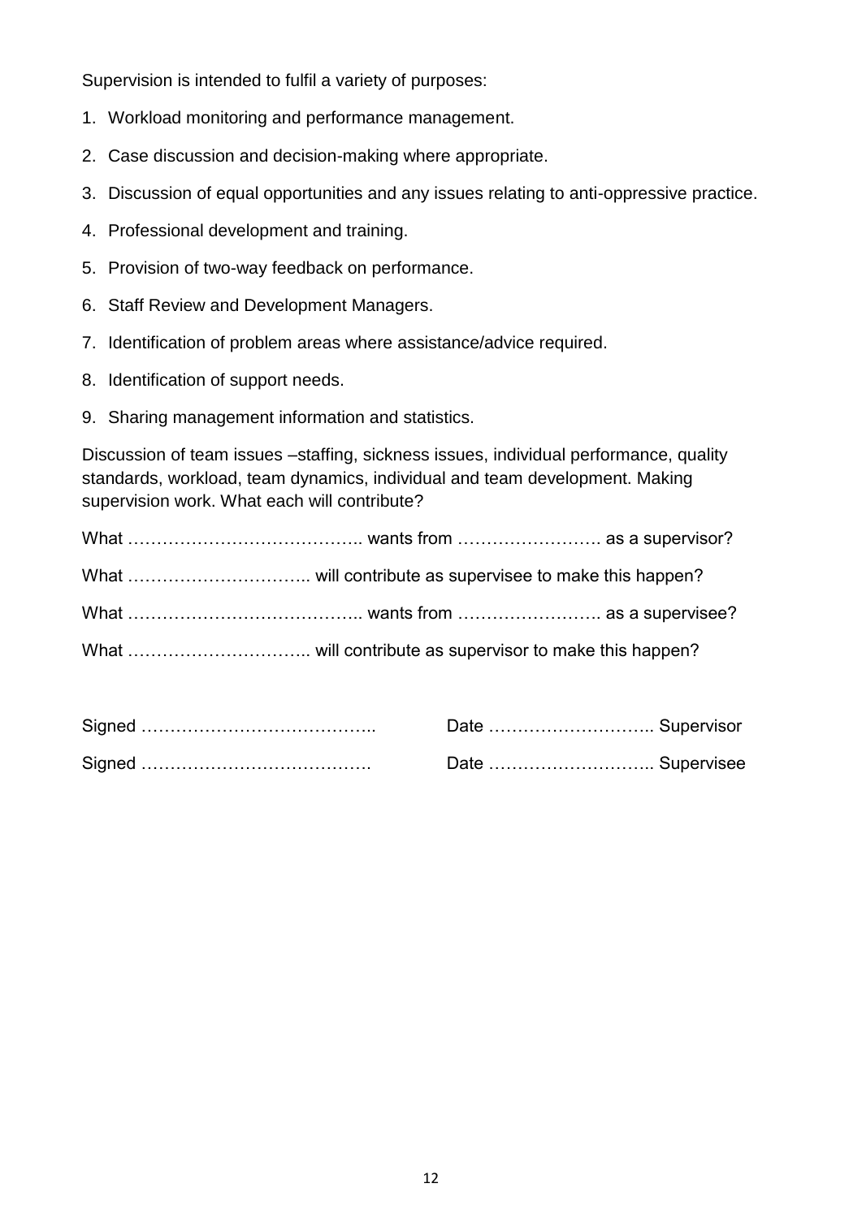Supervision is intended to fulfil a variety of purposes:

1. Workload monitoring and performance management.
2. Case discussion and decision-making where appropriate.
3. Discussion of equal opportunities and any issues relating to anti-oppressive practice.
4. Professional development and training.
5. Provision of two-way feedback on performance.
6. Staff Review and Development Managers.
7. Identification of problem areas where assistance/advice required.
8. Identification of support needs.
9. Sharing management information and statistics.

Discussion of team issues –staffing, sickness issues, individual performance, quality standards, workload, team dynamics, individual and team development. Making supervision work. What each will contribute?

What ………………………………….. wants from ……………………. as a supervisor?

What ………………………….. will contribute as supervisee to make this happen?

What ………………………………….. wants from ……………………. as a supervisee?

What ………………………….. will contribute as supervisor to make this happen?

Signed …………………………………..    Date ……………………….. Supervisor

Signed ………………………………….    Date ……………………….. Supervisee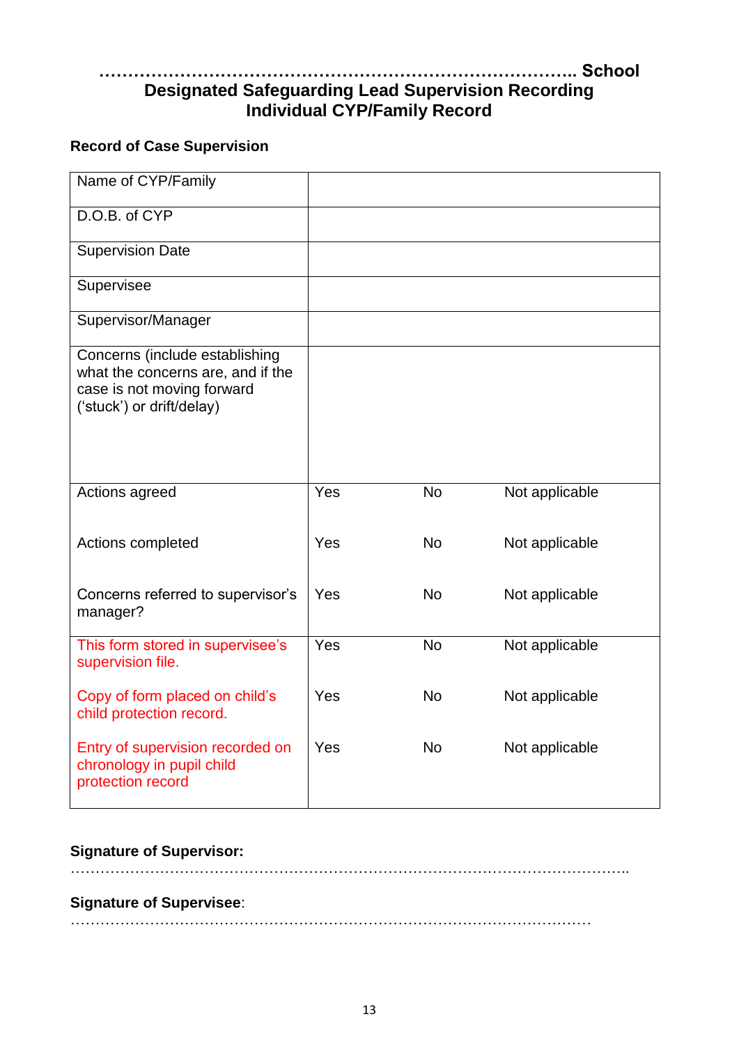# ………………………………………………………………………….. School
# Designated Safeguarding Lead Supervision Recording
# Individual CYP/Family Record

**Record of Case Supervision**

| | | | |
|---|---|---|---|
| Name of CYP/Family | | | |
| D.O.B. of CYP | | | |
| Supervision Date | | | |
| Supervisee | | | |
| Supervisor/Manager | | | |
| Concerns (include establishing what the concerns are, and if the case is not moving forward ('stuck') or drift/delay) | | | |
| Actions agreed | Yes | No | Not applicable |
| Actions completed | Yes | No | Not applicable |
| Concerns referred to supervisor's manager? | Yes | No | Not applicable |
| This form stored in supervisee's supervision file. | Yes | No | Not applicable |
| Copy of form placed on child's child protection record. | Yes | No | Not applicable |
| Entry of supervision recorded on chronology in pupil child protection record | Yes | No | Not applicable |

**Signature of Supervisor:**
……………………………………………………………………………………………………..

**Signature of Supervisee**:
…………………………………………………………………………………………….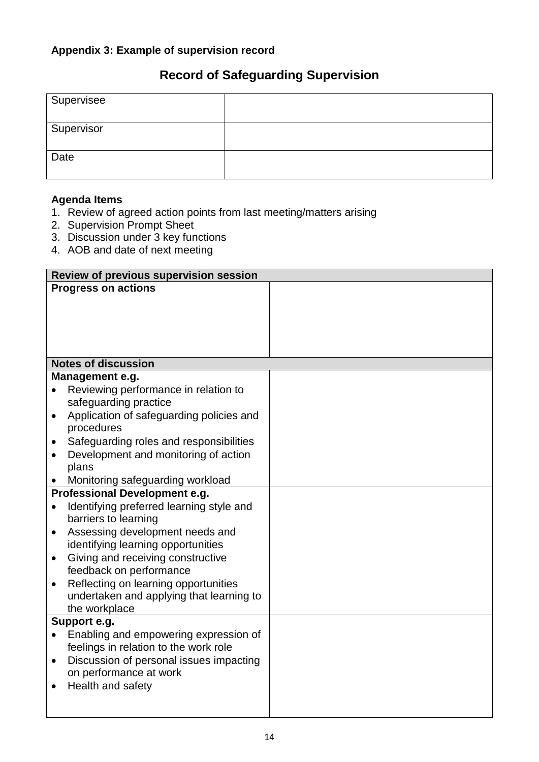**Appendix 3: Example of supervision record**

## Record of Safeguarding Supervision

| Supervisee | |
|---|---|
| Supervisor | |
| Date | |

**Agenda Items**

1. Review of agreed action points from last meeting/matters arising
2. Supervision Prompt Sheet
3. Discussion under 3 key functions
4. AOB and date of next meeting

| **Review of previous supervision session** | |
|---|---|
| **Progress on actions** | |
| **Notes of discussion** | |
| **Management e.g.**<br>• Reviewing performance in relation to safeguarding practice<br>• Application of safeguarding policies and procedures<br>• Safeguarding roles and responsibilities<br>• Development and monitoring of action plans<br>• Monitoring safeguarding workload | |
| **Professional Development e.g.**<br>• Identifying preferred learning style and barriers to learning<br>• Assessing development needs and identifying learning opportunities<br>• Giving and receiving constructive feedback on performance<br>• Reflecting on learning opportunities undertaken and applying that learning to the workplace | |
| **Support e.g.**<br>• Enabling and empowering expression of feelings in relation to the work role<br>• Discussion of personal issues impacting on performance at work<br>• Health and safety | |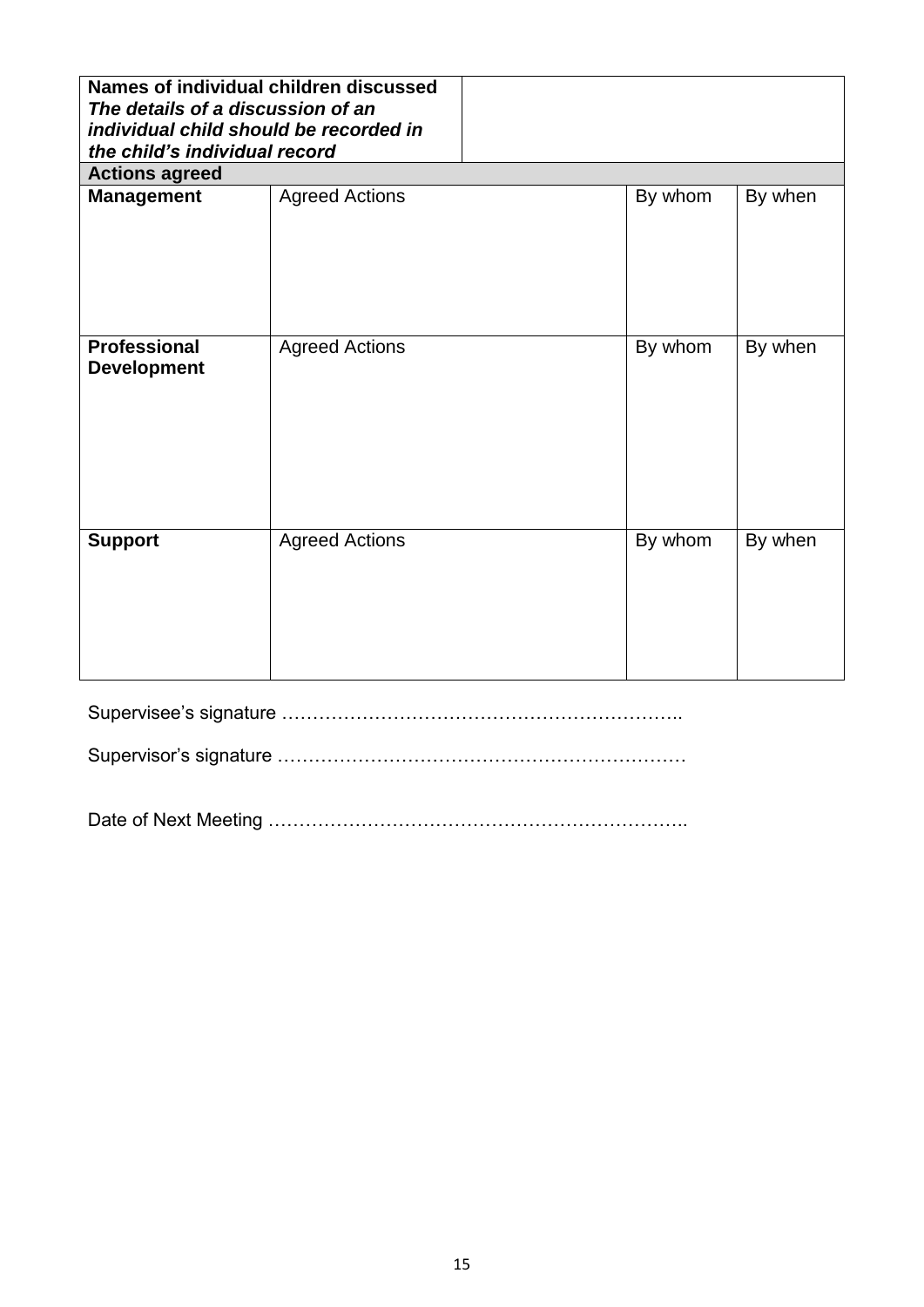| **Names of individual children discussed** ***The details of a discussion of an individual child should be recorded in the child's individual record*** | | | |
|---|---|---|---|
| **Actions agreed** | | | |
| **Management** | Agreed Actions | By whom | By when |
| **Professional Development** | Agreed Actions | By whom | By when |
| **Support** | Agreed Actions | By whom | By when |

Supervisee's signature ………………………………………………………..

Supervisor's signature …………………………………………………………

Date of Next Meeting ……………………….…………………………………..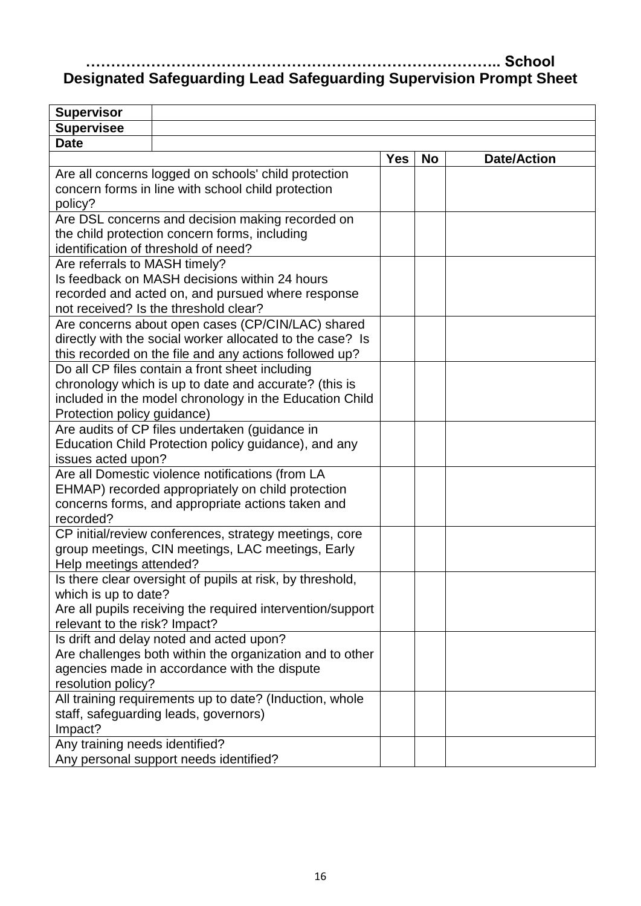# ……………………………………………………………………….. School Designated Safeguarding Lead Safeguarding Supervision Prompt Sheet

| | |
|---|---|
| **Supervisor** | |
| **Supervisee** | |
| **Date** | |

| | Yes | No | Date/Action |
|---|---|---|---|
| Are all concerns logged on schools' child protection concern forms in line with school child protection policy? | | | |
| Are DSL concerns and decision making recorded on the child protection concern forms, including identification of threshold of need? | | | |
| Are referrals to MASH timely?<br>Is feedback on MASH decisions within 24 hours recorded and acted on, and pursued where response not received? Is the threshold clear? | | | |
| Are concerns about open cases (CP/CIN/LAC) shared directly with the social worker allocated to the case? Is this recorded on the file and any actions followed up? | | | |
| Do all CP files contain a front sheet including chronology which is up to date and accurate? (this is included in the model chronology in the Education Child Protection policy guidance) | | | |
| Are audits of CP files undertaken (guidance in Education Child Protection policy guidance), and any issues acted upon? | | | |
| Are all Domestic violence notifications (from LA EHMAP) recorded appropriately on child protection concerns forms, and appropriate actions taken and recorded? | | | |
| CP initial/review conferences, strategy meetings, core group meetings, CIN meetings, LAC meetings, Early Help meetings attended? | | | |
| Is there clear oversight of pupils at risk, by threshold, which is up to date?<br>Are all pupils receiving the required intervention/support relevant to the risk? Impact? | | | |
| Is drift and delay noted and acted upon?<br>Are challenges both within the organization and to other agencies made in accordance with the dispute resolution policy? | | | |
| All training requirements up to date? (Induction, whole staff, safeguarding leads, governors)<br>Impact? | | | |
| Any training needs identified?<br>Any personal support needs identified? | | | |